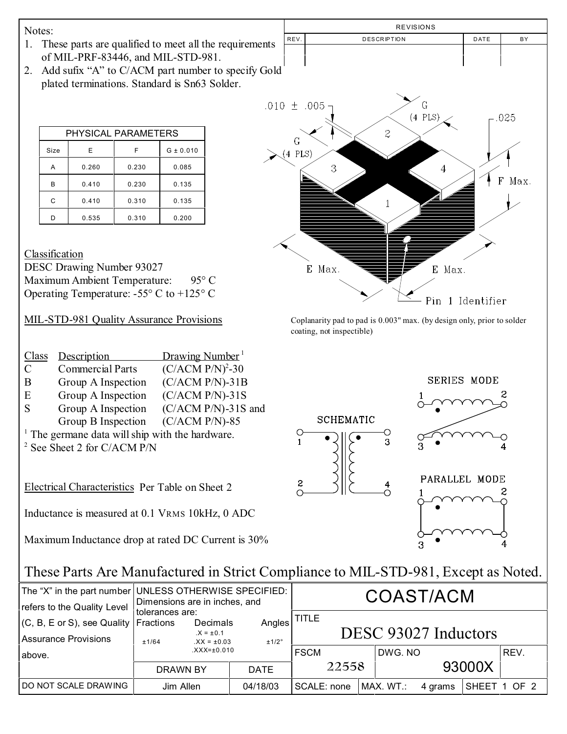Notes:

1. These parts are qualified to meet all the requirements of MIL-PRF-83446, and MIL-STD-981.
2. Add sufix "A" to C/ACM part number to specify Gold plated terminations. Standard is Sn63 Solder.

| REV. | DESCRIPTION | DATE | BY |
|---|---|---|---|
| | | | |

| PHYSICAL PARAMETERS | | | |
|---|---|---|---|
| Size | E | F | G ± 0.010 |
| A | 0.260 | 0.230 | 0.085 |
| B | 0.410 | 0.230 | 0.135 |
| C | 0.410 | 0.310 | 0.135 |
| D | 0.535 | 0.310 | 0.200 |

.010 ± .005

G (4 PLS)

.025

F Max.

E Max.

E Max.

Pin 1 Identifier

Coplanarity pad to pad is 0.003" max. (by design only, prior to solder coating, not inspectible)

## Classification

DESC Drawing Number 93027

Maximum Ambient Temperature: 95° C

Operating Temperature: -55° C to +125° C

## MIL-STD-981 Quality Assurance Provisions

| Class | Description | Drawing Number [1] |
|---|---|---|
| C | Commercial Parts | (C/ACM P/N)[2]-30 |
| B | Group A Inspection | (C/ACM P/N)-31B |
| E | Group A Inspection | (C/ACM P/N)-31S |
| S | Group A Inspection<br>Group B Inspection | (C/ACM P/N)-31S and<br>(C/ACM P/N)-85 |

[1] The germane data will ship with the hardware.

[2] See Sheet 2 for C/ACM P/N

SCHEMATIC

SERIES MODE

PARALLEL MODE

**Electrical Characteristics** Per Table on Sheet 2

Inductance is measured at 0.1 VRMS 10kHz, 0 ADC

Maximum Inductance drop at rated DC Current is 30%

These Parts Are Manufactured in Strict Compliance to MIL-STD-981, Except as Noted.

The "X" in the part number refers to the Quality Level (C, B, E or S), see Quality Assurance Provisions above.

UNLESS OTHERWISE SPECIFIED: Dimensions are in inches, and tolerances are: Fractions ±1/64; Decimals .X = ±0.1, .XX = ±0.03, .XXX=±0.010; Angles ±1/2°

| DRAWN BY | DATE |
|---|---|
| Jim Allen | 04/18/03 |

DO NOT SCALE DRAWING

COAST/ACM

TITLE: DESC 93027 Inductors

| FSCM | DWG. NO | REV. |
|---|---|---|
| 22558 | 93000X | |

SCALE: none | MAX. WT.: 4 grams | SHEET 1 OF 2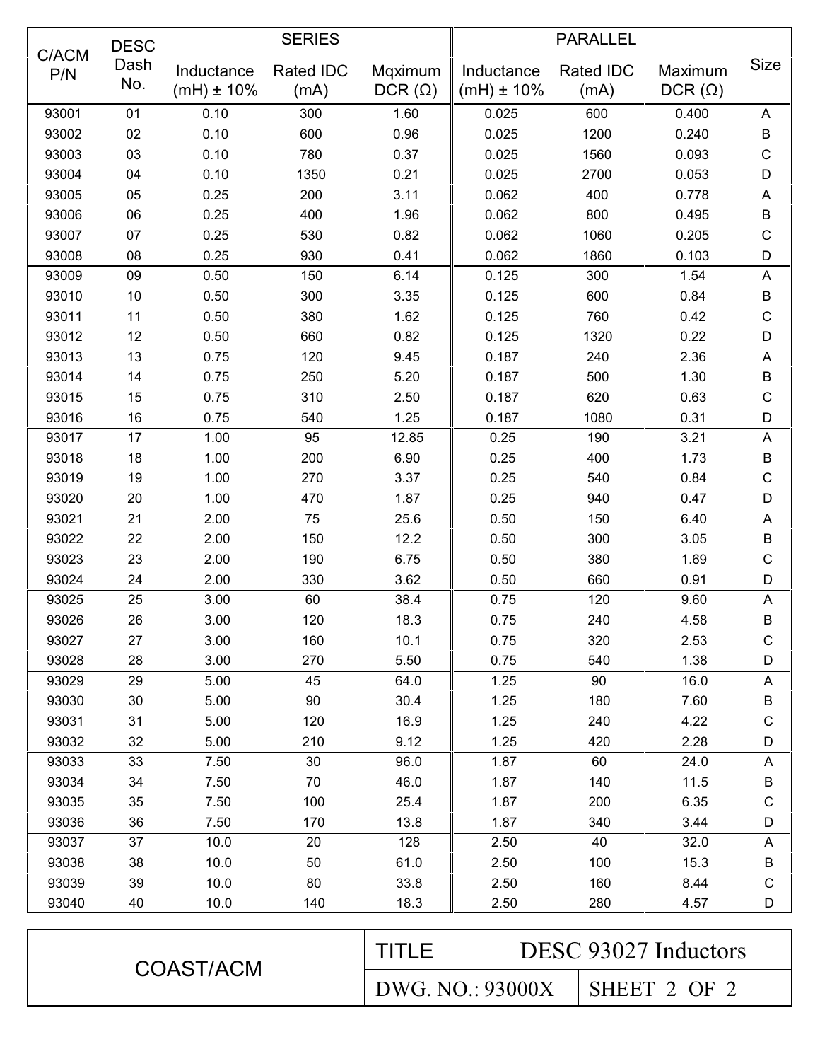| C/ACM P/N | DESC Dash No. | SERIES | | | PARALLEL | | | Size |
|---|---|---|---|---|---|---|---|---|
| | | Inductance (mH) ± 10% | Rated IDC (mA) | Mqximum DCR (Ω) | Inductance (mH) ± 10% | Rated IDC (mA) | Maximum DCR (Ω) | |
| 93001 | 01 | 0.10 | 300 | 1.60 | 0.025 | 600 | 0.400 | A |
| 93002 | 02 | 0.10 | 600 | 0.96 | 0.025 | 1200 | 0.240 | B |
| 93003 | 03 | 0.10 | 780 | 0.37 | 0.025 | 1560 | 0.093 | C |
| 93004 | 04 | 0.10 | 1350 | 0.21 | 0.025 | 2700 | 0.053 | D |
| 93005 | 05 | 0.25 | 200 | 3.11 | 0.062 | 400 | 0.778 | A |
| 93006 | 06 | 0.25 | 400 | 1.96 | 0.062 | 800 | 0.495 | B |
| 93007 | 07 | 0.25 | 530 | 0.82 | 0.062 | 1060 | 0.205 | C |
| 93008 | 08 | 0.25 | 930 | 0.41 | 0.062 | 1860 | 0.103 | D |
| 93009 | 09 | 0.50 | 150 | 6.14 | 0.125 | 300 | 1.54 | A |
| 93010 | 10 | 0.50 | 300 | 3.35 | 0.125 | 600 | 0.84 | B |
| 93011 | 11 | 0.50 | 380 | 1.62 | 0.125 | 760 | 0.42 | C |
| 93012 | 12 | 0.50 | 660 | 0.82 | 0.125 | 1320 | 0.22 | D |
| 93013 | 13 | 0.75 | 120 | 9.45 | 0.187 | 240 | 2.36 | A |
| 93014 | 14 | 0.75 | 250 | 5.20 | 0.187 | 500 | 1.30 | B |
| 93015 | 15 | 0.75 | 310 | 2.50 | 0.187 | 620 | 0.63 | C |
| 93016 | 16 | 0.75 | 540 | 1.25 | 0.187 | 1080 | 0.31 | D |
| 93017 | 17 | 1.00 | 95 | 12.85 | 0.25 | 190 | 3.21 | A |
| 93018 | 18 | 1.00 | 200 | 6.90 | 0.25 | 400 | 1.73 | B |
| 93019 | 19 | 1.00 | 270 | 3.37 | 0.25 | 540 | 0.84 | C |
| 93020 | 20 | 1.00 | 470 | 1.87 | 0.25 | 940 | 0.47 | D |
| 93021 | 21 | 2.00 | 75 | 25.6 | 0.50 | 150 | 6.40 | A |
| 93022 | 22 | 2.00 | 150 | 12.2 | 0.50 | 300 | 3.05 | B |
| 93023 | 23 | 2.00 | 190 | 6.75 | 0.50 | 380 | 1.69 | C |
| 93024 | 24 | 2.00 | 330 | 3.62 | 0.50 | 660 | 0.91 | D |
| 93025 | 25 | 3.00 | 60 | 38.4 | 0.75 | 120 | 9.60 | A |
| 93026 | 26 | 3.00 | 120 | 18.3 | 0.75 | 240 | 4.58 | B |
| 93027 | 27 | 3.00 | 160 | 10.1 | 0.75 | 320 | 2.53 | C |
| 93028 | 28 | 3.00 | 270 | 5.50 | 0.75 | 540 | 1.38 | D |
| 93029 | 29 | 5.00 | 45 | 64.0 | 1.25 | 90 | 16.0 | A |
| 93030 | 30 | 5.00 | 90 | 30.4 | 1.25 | 180 | 7.60 | B |
| 93031 | 31 | 5.00 | 120 | 16.9 | 1.25 | 240 | 4.22 | C |
| 93032 | 32 | 5.00 | 210 | 9.12 | 1.25 | 420 | 2.28 | D |
| 93033 | 33 | 7.50 | 30 | 96.0 | 1.87 | 60 | 24.0 | A |
| 93034 | 34 | 7.50 | 70 | 46.0 | 1.87 | 140 | 11.5 | B |
| 93035 | 35 | 7.50 | 100 | 25.4 | 1.87 | 200 | 6.35 | C |
| 93036 | 36 | 7.50 | 170 | 13.8 | 1.87 | 340 | 3.44 | D |
| 93037 | 37 | 10.0 | 20 | 128 | 2.50 | 40 | 32.0 | A |
| 93038 | 38 | 10.0 | 50 | 61.0 | 2.50 | 100 | 15.3 | B |
| 93039 | 39 | 10.0 | 80 | 33.8 | 2.50 | 160 | 8.44 | C |
| 93040 | 40 | 10.0 | 140 | 18.3 | 2.50 | 280 | 4.57 | D |

| COAST/ACM | TITLE DESC 93027 Inductors | |
|---|---|---|
| | DWG. NO.: 93000X | SHEET 2 OF 2 |